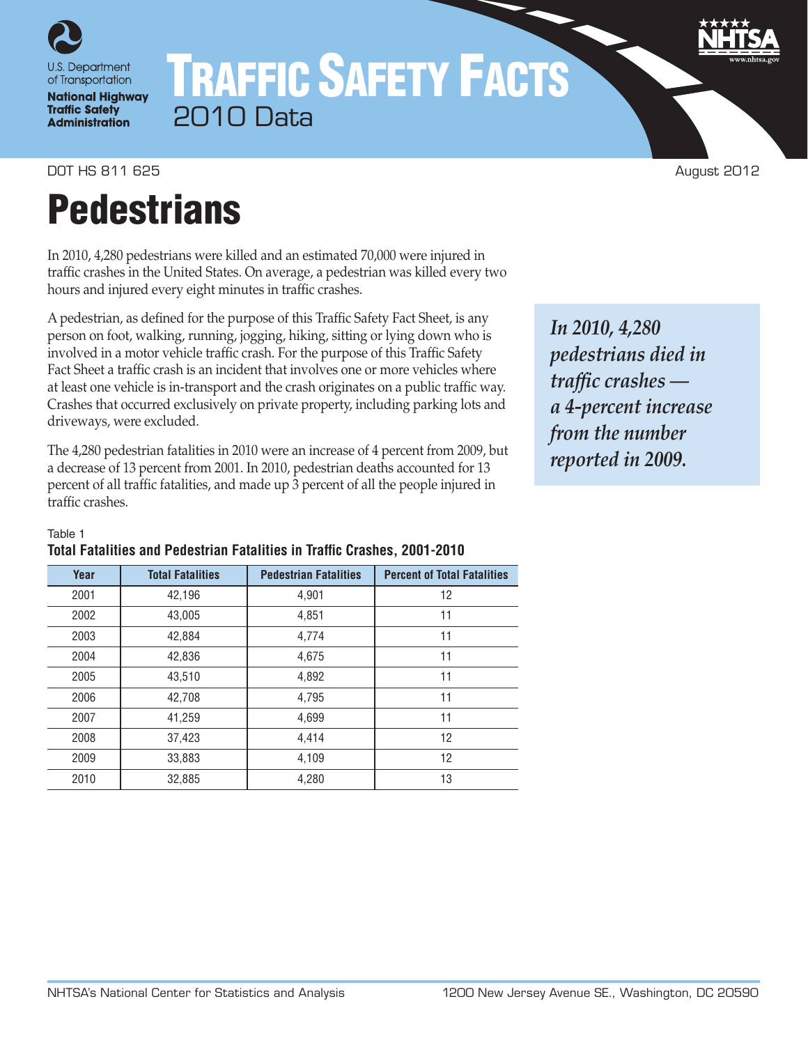U.S. Department of Transportation
**National Highway Traffic Safety Administration**

# TRAFFIC SAFETY FACTS
2010 Data

DOT HS 811 625 August 2012

# Pedestrians

In 2010, 4,280 pedestrians were killed and an estimated 70,000 were injured in traffic crashes in the United States. On average, a pedestrian was killed every two hours and injured every eight minutes in traffic crashes.

A pedestrian, as defined for the purpose of this Traffic Safety Fact Sheet, is any person on foot, walking, running, jogging, hiking, sitting or lying down who is involved in a motor vehicle traffic crash. For the purpose of this Traffic Safety Fact Sheet a traffic crash is an incident that involves one or more vehicles where at least one vehicle is in-transport and the crash originates on a public traffic way. Crashes that occurred exclusively on private property, including parking lots and driveways, were excluded.

The 4,280 pedestrian fatalities in 2010 were an increase of 4 percent from 2009, but a decrease of 13 percent from 2001. In 2010, pedestrian deaths accounted for 13 percent of all traffic fatalities, and made up 3 percent of all the people injured in traffic crashes.

***In 2010, 4,280 pedestrians died in traffic crashes — a 4-percent increase from the number reported in 2009.***

Table 1
**Total Fatalities and Pedestrian Fatalities in Traffic Crashes, 2001-2010**

| Year | Total Fatalities | Pedestrian Fatalities | Percent of Total Fatalities |
|---|---|---|---|
| 2001 | 42,196 | 4,901 | 12 |
| 2002 | 43,005 | 4,851 | 11 |
| 2003 | 42,884 | 4,774 | 11 |
| 2004 | 42,836 | 4,675 | 11 |
| 2005 | 43,510 | 4,892 | 11 |
| 2006 | 42,708 | 4,795 | 11 |
| 2007 | 41,259 | 4,699 | 11 |
| 2008 | 37,423 | 4,414 | 12 |
| 2009 | 33,883 | 4,109 | 12 |
| 2010 | 32,885 | 4,280 | 13 |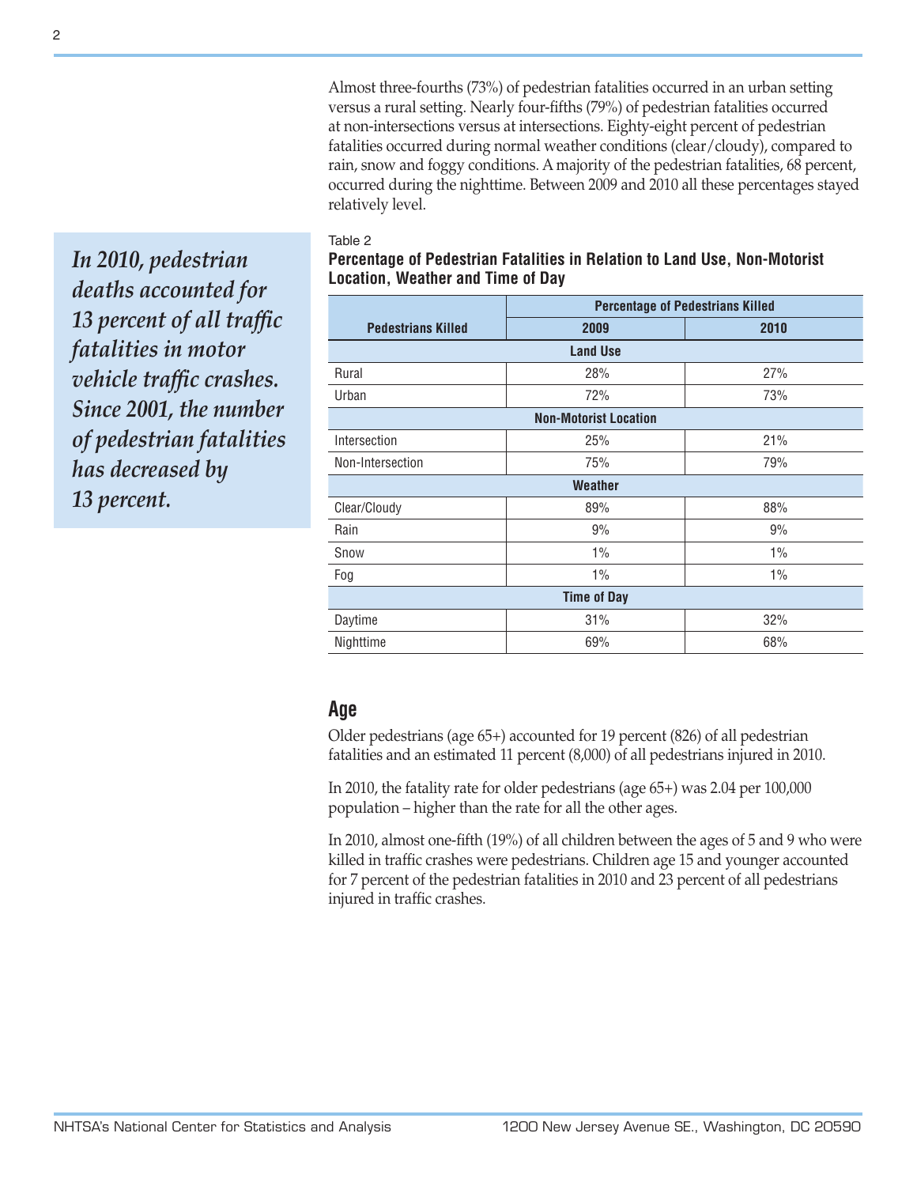Almost three-fourths (73%) of pedestrian fatalities occurred in an urban setting versus a rural setting. Nearly four-fifths (79%) of pedestrian fatalities occurred at non-intersections versus at intersections. Eighty-eight percent of pedestrian fatalities occurred during normal weather conditions (clear/cloudy), compared to rain, snow and foggy conditions. A majority of the pedestrian fatalities, 68 percent, occurred during the nighttime. Between 2009 and 2010 all these percentages stayed relatively level.

*In 2010, pedestrian deaths accounted for 13 percent of all traffic fatalities in motor vehicle traffic crashes. Since 2001, the number of pedestrian fatalities has decreased by 13 percent.*

Table 2

**Percentage of Pedestrian Fatalities in Relation to Land Use, Non-Motorist Location, Weather and Time of Day**

| Pedestrians Killed | Percentage of Pedestrians Killed | |
|---|---|---|
| | 2009 | 2010 |
| **Land Use** | | |
| Rural | 28% | 27% |
| Urban | 72% | 73% |
| **Non-Motorist Location** | | |
| Intersection | 25% | 21% |
| Non-Intersection | 75% | 79% |
| **Weather** | | |
| Clear/Cloudy | 89% | 88% |
| Rain | 9% | 9% |
| Snow | 1% | 1% |
| Fog | 1% | 1% |
| **Time of Day** | | |
| Daytime | 31% | 32% |
| Nighttime | 69% | 68% |

## Age

Older pedestrians (age 65+) accounted for 19 percent (826) of all pedestrian fatalities and an estimated 11 percent (8,000) of all pedestrians injured in 2010.

In 2010, the fatality rate for older pedestrians (age 65+) was 2.04 per 100,000 population – higher than the rate for all the other ages.

In 2010, almost one-fifth (19%) of all children between the ages of 5 and 9 who were killed in traffic crashes were pedestrians. Children age 15 and younger accounted for 7 percent of the pedestrian fatalities in 2010 and 23 percent of all pedestrians injured in traffic crashes.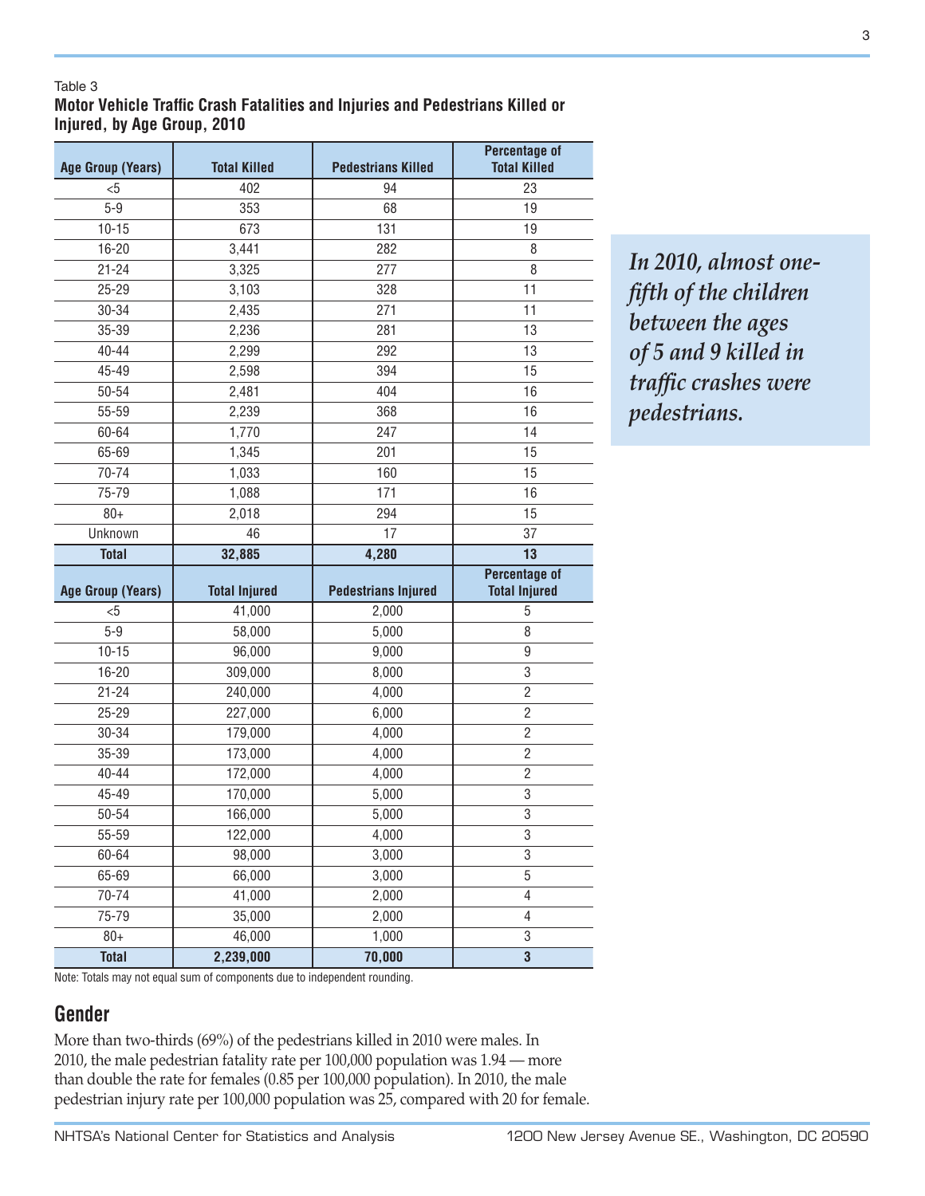Table 3

**Motor Vehicle Traffic Crash Fatalities and Injuries and Pedestrians Killed or Injured, by Age Group, 2010**

| Age Group (Years) | Total Killed | Pedestrians Killed | Percentage of Total Killed |
|---|---|---|---|
| <5 | 402 | 94 | 23 |
| 5-9 | 353 | 68 | 19 |
| 10-15 | 673 | 131 | 19 |
| 16-20 | 3,441 | 282 | 8 |
| 21-24 | 3,325 | 277 | 8 |
| 25-29 | 3,103 | 328 | 11 |
| 30-34 | 2,435 | 271 | 11 |
| 35-39 | 2,236 | 281 | 13 |
| 40-44 | 2,299 | 292 | 13 |
| 45-49 | 2,598 | 394 | 15 |
| 50-54 | 2,481 | 404 | 16 |
| 55-59 | 2,239 | 368 | 16 |
| 60-64 | 1,770 | 247 | 14 |
| 65-69 | 1,345 | 201 | 15 |
| 70-74 | 1,033 | 160 | 15 |
| 75-79 | 1,088 | 171 | 16 |
| 80+ | 2,018 | 294 | 15 |
| Unknown | 46 | 17 | 37 |
| **Total** | **32,885** | **4,280** | **13** |
| **Age Group (Years)** | **Total Injured** | **Pedestrians Injured** | **Percentage of Total Injured** |
| <5 | 41,000 | 2,000 | 5 |
| 5-9 | 58,000 | 5,000 | 8 |
| 10-15 | 96,000 | 9,000 | 9 |
| 16-20 | 309,000 | 8,000 | 3 |
| 21-24 | 240,000 | 4,000 | 2 |
| 25-29 | 227,000 | 6,000 | 2 |
| 30-34 | 179,000 | 4,000 | 2 |
| 35-39 | 173,000 | 4,000 | 2 |
| 40-44 | 172,000 | 4,000 | 2 |
| 45-49 | 170,000 | 5,000 | 3 |
| 50-54 | 166,000 | 5,000 | 3 |
| 55-59 | 122,000 | 4,000 | 3 |
| 60-64 | 98,000 | 3,000 | 3 |
| 65-69 | 66,000 | 3,000 | 5 |
| 70-74 | 41,000 | 2,000 | 4 |
| 75-79 | 35,000 | 2,000 | 4 |
| 80+ | 46,000 | 1,000 | 3 |
| **Total** | **2,239,000** | **70,000** | **3** |

Note: Totals may not equal sum of components due to independent rounding.

*In 2010, almost one-fifth of the children between the ages of 5 and 9 killed in traffic crashes were pedestrians.*

## Gender

More than two-thirds (69%) of the pedestrians killed in 2010 were males. In 2010, the male pedestrian fatality rate per 100,000 population was 1.94 — more than double the rate for females (0.85 per 100,000 population). In 2010, the male pedestrian injury rate per 100,000 population was 25, compared with 20 for female.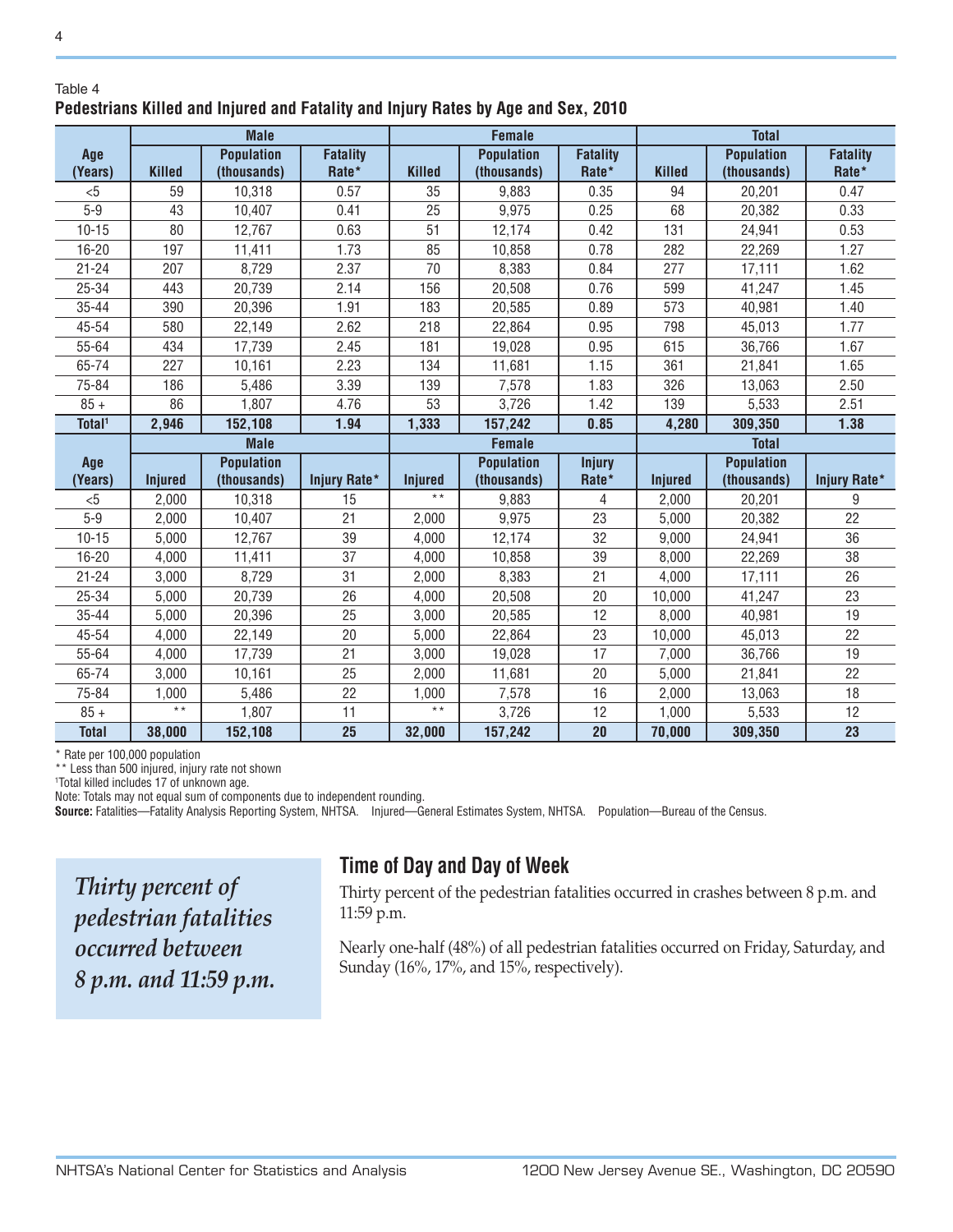Table 4

**Pedestrians Killed and Injured and Fatality and Injury Rates by Age and Sex, 2010**

| Age (Years) | Male | | | Female | | | Total | | |
|---|---|---|---|---|---|---|---|---|---|
| | Killed | Population (thousands) | Fatality Rate* | Killed | Population (thousands) | Fatality Rate* | Killed | Population (thousands) | Fatality Rate* |
| <5 | 59 | 10,318 | 0.57 | 35 | 9,883 | 0.35 | 94 | 20,201 | 0.47 |
| 5-9 | 43 | 10,407 | 0.41 | 25 | 9,975 | 0.25 | 68 | 20,382 | 0.33 |
| 10-15 | 80 | 12,767 | 0.63 | 51 | 12,174 | 0.42 | 131 | 24,941 | 0.53 |
| 16-20 | 197 | 11,411 | 1.73 | 85 | 10,858 | 0.78 | 282 | 22,269 | 1.27 |
| 21-24 | 207 | 8,729 | 2.37 | 70 | 8,383 | 0.84 | 277 | 17,111 | 1.62 |
| 25-34 | 443 | 20,739 | 2.14 | 156 | 20,508 | 0.76 | 599 | 41,247 | 1.45 |
| 35-44 | 390 | 20,396 | 1.91 | 183 | 20,585 | 0.89 | 573 | 40,981 | 1.40 |
| 45-54 | 580 | 22,149 | 2.62 | 218 | 22,864 | 0.95 | 798 | 45,013 | 1.77 |
| 55-64 | 434 | 17,739 | 2.45 | 181 | 19,028 | 0.95 | 615 | 36,766 | 1.67 |
| 65-74 | 227 | 10,161 | 2.23 | 134 | 11,681 | 1.15 | 361 | 21,841 | 1.65 |
| 75-84 | 186 | 5,486 | 3.39 | 139 | 7,578 | 1.83 | 326 | 13,063 | 2.50 |
| 85 + | 86 | 1,807 | 4.76 | 53 | 3,726 | 1.42 | 139 | 5,533 | 2.51 |
| **Total[1]** | **2,946** | **152,108** | **1.94** | **1,333** | **157,242** | **0.85** | **4,280** | **309,350** | **1.38** |
| | **Male** | | | **Female** | | | **Total** | | |
| **Age (Years)** | **Injured** | **Population (thousands)** | **Injury Rate*** | **Injured** | **Population (thousands)** | **Injury Rate*** | **Injured** | **Population (thousands)** | **Injury Rate*** |
| <5 | 2,000 | 10,318 | 15 | ** | 9,883 | 4 | 2,000 | 20,201 | 9 |
| 5-9 | 2,000 | 10,407 | 21 | 2,000 | 9,975 | 23 | 5,000 | 20,382 | 22 |
| 10-15 | 5,000 | 12,767 | 39 | 4,000 | 12,174 | 32 | 9,000 | 24,941 | 36 |
| 16-20 | 4,000 | 11,411 | 37 | 4,000 | 10,858 | 39 | 8,000 | 22,269 | 38 |
| 21-24 | 3,000 | 8,729 | 31 | 2,000 | 8,383 | 21 | 4,000 | 17,111 | 26 |
| 25-34 | 5,000 | 20,739 | 26 | 4,000 | 20,508 | 20 | 10,000 | 41,247 | 23 |
| 35-44 | 5,000 | 20,396 | 25 | 3,000 | 20,585 | 12 | 8,000 | 40,981 | 19 |
| 45-54 | 4,000 | 22,149 | 20 | 5,000 | 22,864 | 23 | 10,000 | 45,013 | 22 |
| 55-64 | 4,000 | 17,739 | 21 | 3,000 | 19,028 | 17 | 7,000 | 36,766 | 19 |
| 65-74 | 3,000 | 10,161 | 25 | 2,000 | 11,681 | 20 | 5,000 | 21,841 | 22 |
| 75-84 | 1,000 | 5,486 | 22 | 1,000 | 7,578 | 16 | 2,000 | 13,063 | 18 |
| 85 + | ** | 1,807 | 11 | ** | 3,726 | 12 | 1,000 | 5,533 | 12 |
| **Total** | **38,000** | **152,108** | **25** | **32,000** | **157,242** | **20** | **70,000** | **309,350** | **23** |

* Rate per 100,000 population

** Less than 500 injured, injury rate not shown

[1]Total killed includes 17 of unknown age.

Note: Totals may not equal sum of components due to independent rounding.

**Source:** Fatalities—Fatality Analysis Reporting System, NHTSA. Injured—General Estimates System, NHTSA. Population—Bureau of the Census.

*Thirty percent of pedestrian fatalities occurred between 8 p.m. and 11:59 p.m.*

## Time of Day and Day of Week

Thirty percent of the pedestrian fatalities occurred in crashes between 8 p.m. and 11:59 p.m.

Nearly one-half (48%) of all pedestrian fatalities occurred on Friday, Saturday, and Sunday (16%, 17%, and 15%, respectively).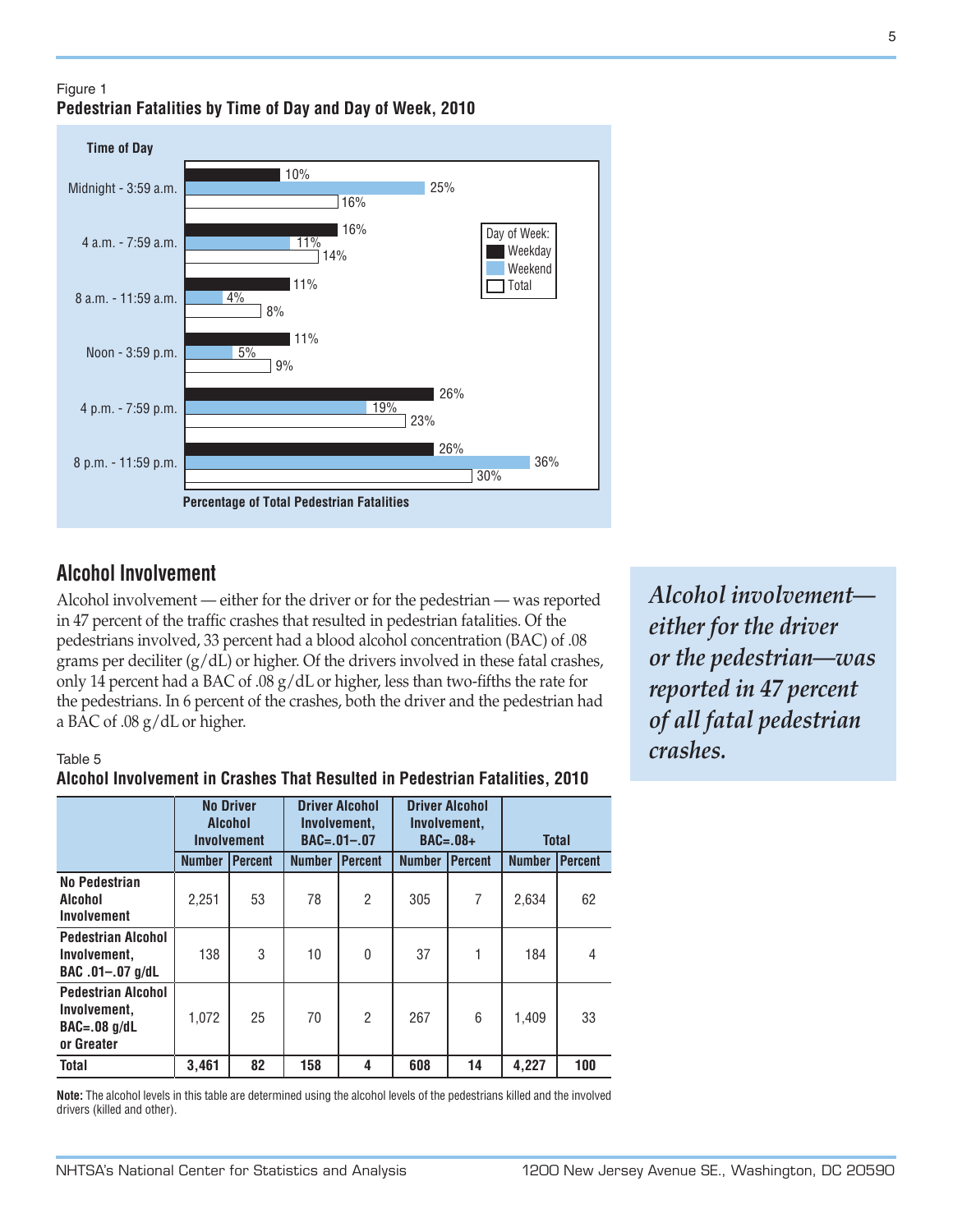Figure 1
**Pedestrian Fatalities by Time of Day and Day of Week, 2010**

| Time of Day | Weekday | Weekend | Total |
|---|---|---|---|
| Midnight - 3:59 a.m. | 10% | 25% | 16% |
| 4 a.m. - 7:59 a.m. | 16% | 11% | 14% |
| 8 a.m. - 11:59 a.m. | 11% | 4% | 8% |
| Noon - 3:59 p.m. | 11% | 5% | 9% |
| 4 p.m. - 7:59 p.m. | 26% | 19% | 23% |
| 8 p.m. - 11:59 p.m. | 26% | 36% | 30% |

Percentage of Total Pedestrian Fatalities

## Alcohol Involvement

Alcohol involvement — either for the driver or for the pedestrian — was reported in 47 percent of the traffic crashes that resulted in pedestrian fatalities. Of the pedestrians involved, 33 percent had a blood alcohol concentration (BAC) of .08 grams per deciliter (g/dL) or higher. Of the drivers involved in these fatal crashes, only 14 percent had a BAC of .08 g/dL or higher, less than two-fifths the rate for the pedestrians. In 6 percent of the crashes, both the driver and the pedestrian had a BAC of .08 g/dL or higher.

*Alcohol involvement—either for the driver or the pedestrian—was reported in 47 percent of all fatal pedestrian crashes.*

Table 5
**Alcohol Involvement in Crashes That Resulted in Pedestrian Fatalities, 2010**

| | No Driver Alcohol Involvement | | Driver Alcohol Involvement, BAC=.01–.07 | | Driver Alcohol Involvement, BAC=.08+ | | Total | |
|---|---|---|---|---|---|---|---|---|
| | Number | Percent | Number | Percent | Number | Percent | Number | Percent |
| **No Pedestrian Alcohol Involvement** | 2,251 | 53 | 78 | 2 | 305 | 7 | 2,634 | 62 |
| **Pedestrian Alcohol Involvement, BAC .01–.07 g/dL** | 138 | 3 | 10 | 0 | 37 | 1 | 184 | 4 |
| **Pedestrian Alcohol Involvement, BAC=.08 g/dL or Greater** | 1,072 | 25 | 70 | 2 | 267 | 6 | 1,409 | 33 |
| **Total** | **3,461** | **82** | **158** | **4** | **608** | **14** | **4,227** | **100** |

**Note:** The alcohol levels in this table are determined using the alcohol levels of the pedestrians killed and the involved drivers (killed and other).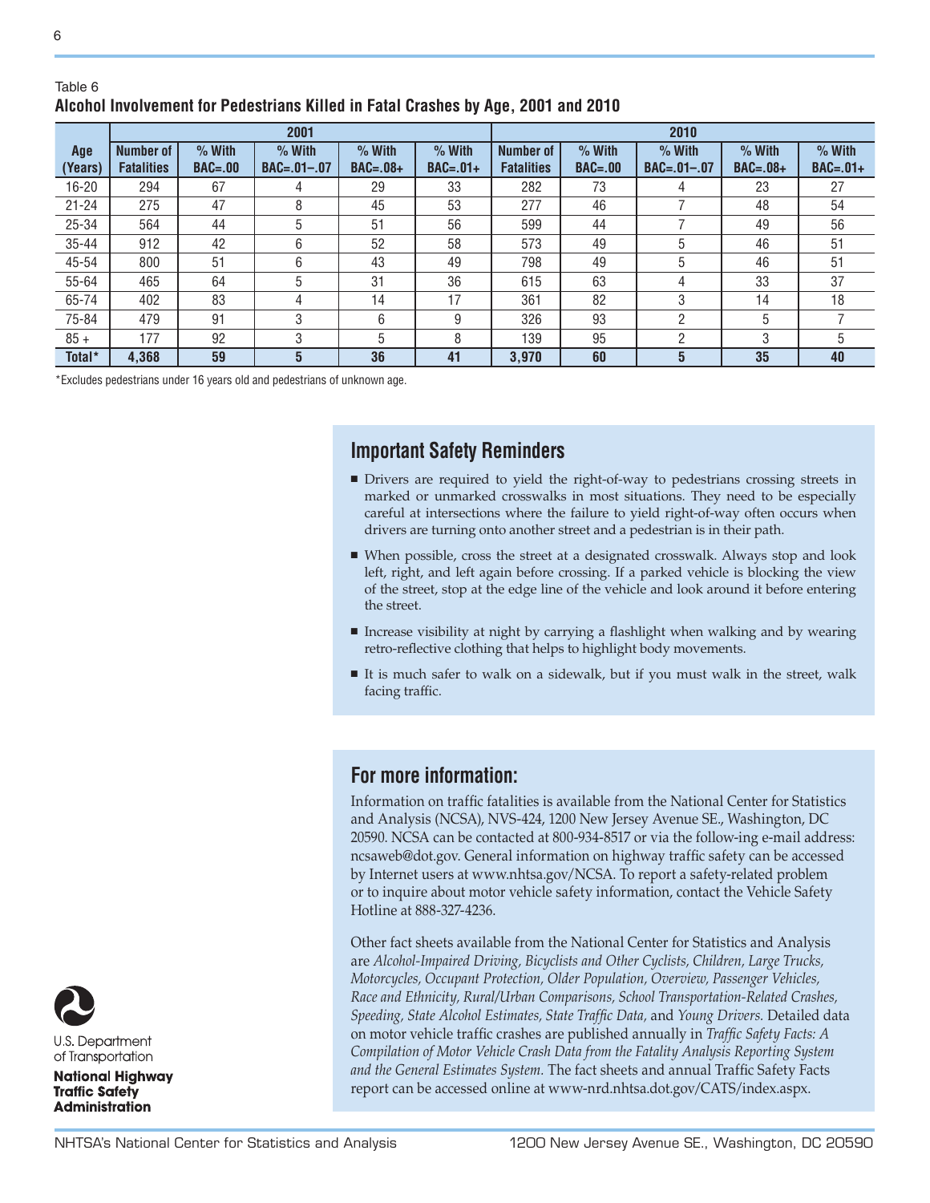Table 6

**Alcohol Involvement for Pedestrians Killed in Fatal Crashes by Age, 2001 and 2010**

| Age (Years) | 2001 | | | | | 2010 | | | | |
|---|---|---|---|---|---|---|---|---|---|---|
| | Number of Fatalities | % With BAC=.00 | % With BAC=.01–.07 | % With BAC=.08+ | % With BAC=.01+ | Number of Fatalities | % With BAC=.00 | % With BAC=.01–.07 | % With BAC=.08+ | % With BAC=.01+ |
| 16-20 | 294 | 67 | 4 | 29 | 33 | 282 | 73 | 4 | 23 | 27 |
| 21-24 | 275 | 47 | 8 | 45 | 53 | 277 | 46 | 7 | 48 | 54 |
| 25-34 | 564 | 44 | 5 | 51 | 56 | 599 | 44 | 7 | 49 | 56 |
| 35-44 | 912 | 42 | 6 | 52 | 58 | 573 | 49 | 5 | 46 | 51 |
| 45-54 | 800 | 51 | 6 | 43 | 49 | 798 | 49 | 5 | 46 | 51 |
| 55-64 | 465 | 64 | 5 | 31 | 36 | 615 | 63 | 4 | 33 | 37 |
| 65-74 | 402 | 83 | 4 | 14 | 17 | 361 | 82 | 3 | 14 | 18 |
| 75-84 | 479 | 91 | 3 | 6 | 9 | 326 | 93 | 2 | 5 | 7 |
| 85 + | 177 | 92 | 3 | 5 | 8 | 139 | 95 | 2 | 3 | 5 |
| **Total*** | **4,368** | **59** | **5** | **36** | **41** | **3,970** | **60** | **5** | **35** | **40** |

*Excludes pedestrians under 16 years old and pedestrians of unknown age.

## Important Safety Reminders

- Drivers are required to yield the right-of-way to pedestrians crossing streets in marked or unmarked crosswalks in most situations. They need to be especially careful at intersections where the failure to yield right-of-way often occurs when drivers are turning onto another street and a pedestrian is in their path.
- When possible, cross the street at a designated crosswalk. Always stop and look left, right, and left again before crossing. If a parked vehicle is blocking the view of the street, stop at the edge line of the vehicle and look around it before entering the street.
- Increase visibility at night by carrying a flashlight when walking and by wearing retro-reflective clothing that helps to highlight body movements.
- It is much safer to walk on a sidewalk, but if you must walk in the street, walk facing traffic.

## For more information:

Information on traffic fatalities is available from the National Center for Statistics and Analysis (NCSA), NVS-424, 1200 New Jersey Avenue SE., Washington, DC 20590. NCSA can be contacted at 800-934-8517 or via the follow-ing e-mail address: ncsaweb@dot.gov. General information on highway traffic safety can be accessed by Internet users at www.nhtsa.gov/NCSA. To report a safety-related problem or to inquire about motor vehicle safety information, contact the Vehicle Safety Hotline at 888-327-4236.

Other fact sheets available from the National Center for Statistics and Analysis are *Alcohol-Impaired Driving, Bicyclists and Other Cyclists, Children, Large Trucks, Motorcycles, Occupant Protection, Older Population, Overview, Passenger Vehicles, Race and Ethnicity, Rural/Urban Comparisons, School Transportation-Related Crashes, Speeding, State Alcohol Estimates, State Traffic Data,* and *Young Drivers.* Detailed data on motor vehicle traffic crashes are published annually in *Traffic Safety Facts: A Compilation of Motor Vehicle Crash Data from the Fatality Analysis Reporting System and the General Estimates System.* The fact sheets and annual Traffic Safety Facts report can be accessed online at www-nrd.nhtsa.dot.gov/CATS/index.aspx.

U.S. Department of Transportation

**National Highway Traffic Safety Administration**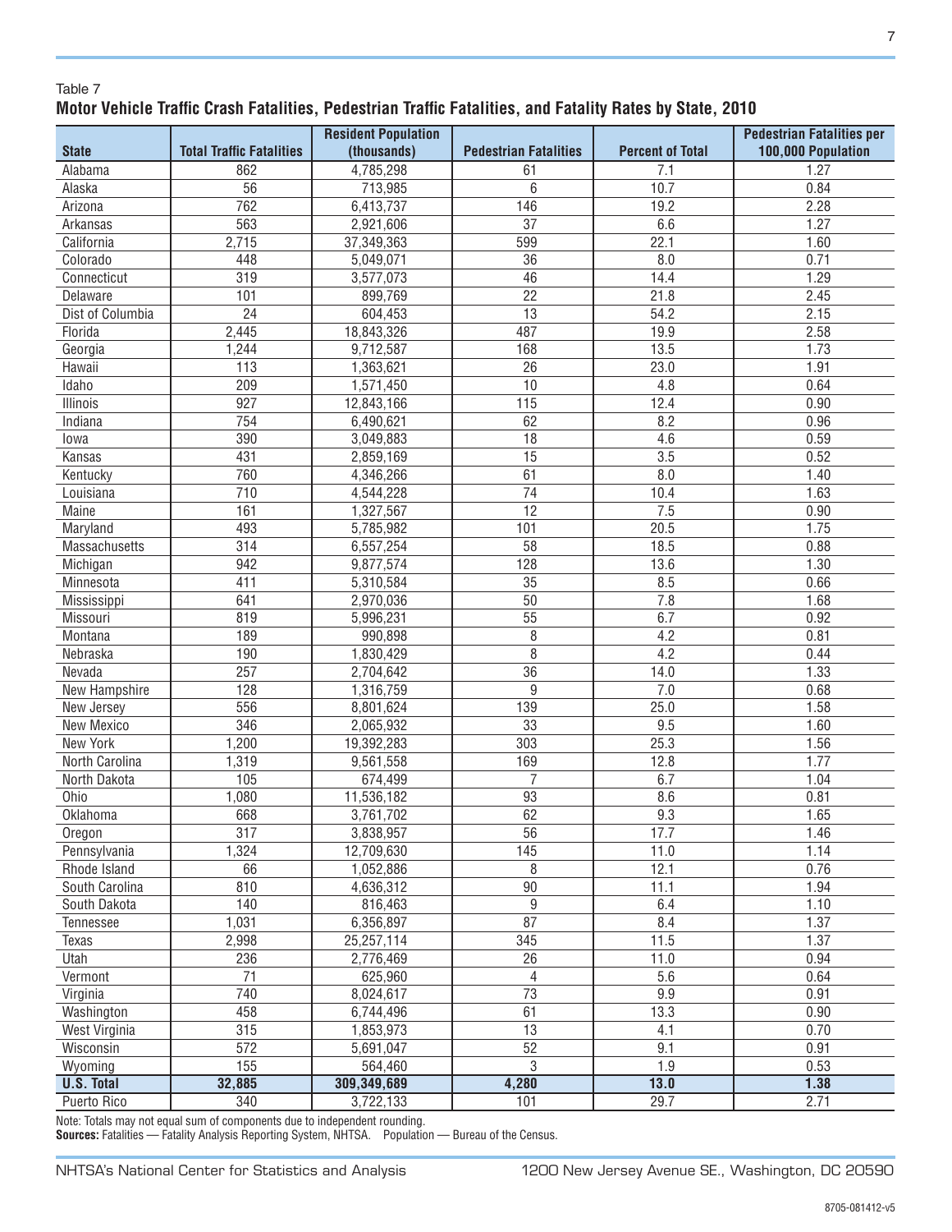Table 7

**Motor Vehicle Traffic Crash Fatalities, Pedestrian Traffic Fatalities, and Fatality Rates by State, 2010**

| State | Total Traffic Fatalities | Resident Population (thousands) | Pedestrian Fatalities | Percent of Total | Pedestrian Fatalities per 100,000 Population |
|---|---|---|---|---|---|
| Alabama | 862 | 4,785,298 | 61 | 7.1 | 1.27 |
| Alaska | 56 | 713,985 | 6 | 10.7 | 0.84 |
| Arizona | 762 | 6,413,737 | 146 | 19.2 | 2.28 |
| Arkansas | 563 | 2,921,606 | 37 | 6.6 | 1.27 |
| California | 2,715 | 37,349,363 | 599 | 22.1 | 1.60 |
| Colorado | 448 | 5,049,071 | 36 | 8.0 | 0.71 |
| Connecticut | 319 | 3,577,073 | 46 | 14.4 | 1.29 |
| Delaware | 101 | 899,769 | 22 | 21.8 | 2.45 |
| Dist of Columbia | 24 | 604,453 | 13 | 54.2 | 2.15 |
| Florida | 2,445 | 18,843,326 | 487 | 19.9 | 2.58 |
| Georgia | 1,244 | 9,712,587 | 168 | 13.5 | 1.73 |
| Hawaii | 113 | 1,363,621 | 26 | 23.0 | 1.91 |
| Idaho | 209 | 1,571,450 | 10 | 4.8 | 0.64 |
| Illinois | 927 | 12,843,166 | 115 | 12.4 | 0.90 |
| Indiana | 754 | 6,490,621 | 62 | 8.2 | 0.96 |
| Iowa | 390 | 3,049,883 | 18 | 4.6 | 0.59 |
| Kansas | 431 | 2,859,169 | 15 | 3.5 | 0.52 |
| Kentucky | 760 | 4,346,266 | 61 | 8.0 | 1.40 |
| Louisiana | 710 | 4,544,228 | 74 | 10.4 | 1.63 |
| Maine | 161 | 1,327,567 | 12 | 7.5 | 0.90 |
| Maryland | 493 | 5,785,982 | 101 | 20.5 | 1.75 |
| Massachusetts | 314 | 6,557,254 | 58 | 18.5 | 0.88 |
| Michigan | 942 | 9,877,574 | 128 | 13.6 | 1.30 |
| Minnesota | 411 | 5,310,584 | 35 | 8.5 | 0.66 |
| Mississippi | 641 | 2,970,036 | 50 | 7.8 | 1.68 |
| Missouri | 819 | 5,996,231 | 55 | 6.7 | 0.92 |
| Montana | 189 | 990,898 | 8 | 4.2 | 0.81 |
| Nebraska | 190 | 1,830,429 | 8 | 4.2 | 0.44 |
| Nevada | 257 | 2,704,642 | 36 | 14.0 | 1.33 |
| New Hampshire | 128 | 1,316,759 | 9 | 7.0 | 0.68 |
| New Jersey | 556 | 8,801,624 | 139 | 25.0 | 1.58 |
| New Mexico | 346 | 2,065,932 | 33 | 9.5 | 1.60 |
| New York | 1,200 | 19,392,283 | 303 | 25.3 | 1.56 |
| North Carolina | 1,319 | 9,561,558 | 169 | 12.8 | 1.77 |
| North Dakota | 105 | 674,499 | 7 | 6.7 | 1.04 |
| Ohio | 1,080 | 11,536,182 | 93 | 8.6 | 0.81 |
| Oklahoma | 668 | 3,761,702 | 62 | 9.3 | 1.65 |
| Oregon | 317 | 3,838,957 | 56 | 17.7 | 1.46 |
| Pennsylvania | 1,324 | 12,709,630 | 145 | 11.0 | 1.14 |
| Rhode Island | 66 | 1,052,886 | 8 | 12.1 | 0.76 |
| South Carolina | 810 | 4,636,312 | 90 | 11.1 | 1.94 |
| South Dakota | 140 | 816,463 | 9 | 6.4 | 1.10 |
| Tennessee | 1,031 | 6,356,897 | 87 | 8.4 | 1.37 |
| Texas | 2,998 | 25,257,114 | 345 | 11.5 | 1.37 |
| Utah | 236 | 2,776,469 | 26 | 11.0 | 0.94 |
| Vermont | 71 | 625,960 | 4 | 5.6 | 0.64 |
| Virginia | 740 | 8,024,617 | 73 | 9.9 | 0.91 |
| Washington | 458 | 6,744,496 | 61 | 13.3 | 0.90 |
| West Virginia | 315 | 1,853,973 | 13 | 4.1 | 0.70 |
| Wisconsin | 572 | 5,691,047 | 52 | 9.1 | 0.91 |
| Wyoming | 155 | 564,460 | 3 | 1.9 | 0.53 |
| **U.S. Total** | **32,885** | **309,349,689** | **4,280** | **13.0** | **1.38** |
| Puerto Rico | 340 | 3,722,133 | 101 | 29.7 | 2.71 |

Note: Totals may not equal sum of components due to independent rounding.

**Sources:** Fatalities — Fatality Analysis Reporting System, NHTSA. Population — Bureau of the Census.